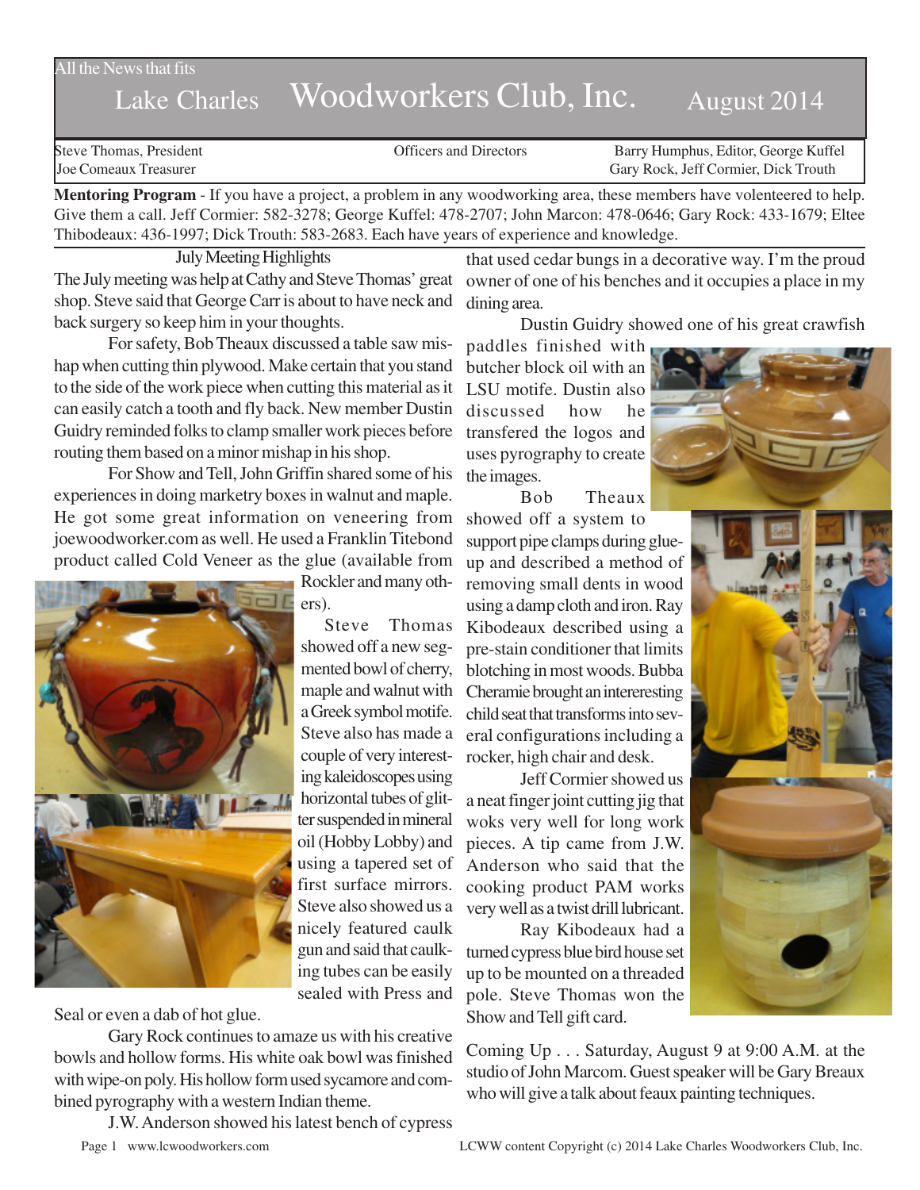All the News that fits

# Lake Charles Woodworkers Club, Inc. August 2014

Steve Thomas, President
Joe Comeaux Treasurer

Officers and Directors

Barry Humphus, Editor, George Kuffel
Gary Rock, Jeff Cormier, Dick Trouth

**Mentoring Program** - If you have a project, a problem in any woodworking area, these members have volenteered to help. Give them a call. Jeff Cormier: 582-3278; George Kuffel: 478-2707; John Marcon: 478-0646; Gary Rock: 433-1679; Eltee Thibodeaux: 436-1997; Dick Trouth: 583-2683. Each have years of experience and knowledge.

## July Meeting Highlights

The July meeting was help at Cathy and Steve Thomas' great shop. Steve said that George Carr is about to have neck and back surgery so keep him in your thoughts.

For safety, Bob Theaux discussed a table saw mishap when cutting thin plywood. Make certain that you stand to the side of the work piece when cutting this material as it can easily catch a tooth and fly back. New member Dustin Guidry reminded folks to clamp smaller work pieces before routing them based on a minor mishap in his shop.

For Show and Tell, John Griffin shared some of his experiences in doing marketry boxes in walnut and maple. He got some great information on veneering from joewoodworker.com as well. He used a Franklin Titebond product called Cold Veneer as the glue (available from Rockler and many others).

Steve Thomas showed off a new segmented bowl of cherry, maple and walnut with a Greek symbol motife. Steve also has made a couple of very interesting kaleidoscopes using horizontal tubes of glitter suspended in mineral oil (Hobby Lobby) and using a tapered set of first surface mirrors. Steve also showed us a nicely featured caulk gun and said that caulking tubes can be easily sealed with Press and Seal or even a dab of hot glue.

Gary Rock continues to amaze us with his creative bowls and hollow forms. His white oak bowl was finished with wipe-on poly. His hollow form used sycamore and combined pyrography with a western Indian theme.

J.W. Anderson showed his latest bench of cypress that used cedar bungs in a decorative way. I'm the proud owner of one of his benches and it occupies a place in my dining area.

Dustin Guidry showed one of his great crawfish paddles finished with butcher block oil with an LSU motife. Dustin also discussed how he transfered the logos and uses pyrography to create the images.

Bob Theaux showed off a system to support pipe clamps during glue-up and described a method of removing small dents in wood using a damp cloth and iron. Ray Kibodeaux described using a pre-stain conditioner that limits blotching in most woods. Bubba Cheramie brought an intereresting child seat that transforms into several configurations including a rocker, high chair and desk.

Jeff Cormier showed us a neat finger joint cutting jig that woks very well for long work pieces. A tip came from J.W. Anderson who said that the cooking product PAM works very well as a twist drill lubricant.

Ray Kibodeaux had a turned cypress blue bird house set up to be mounted on a threaded pole. Steve Thomas won the Show and Tell gift card.

Coming Up . . . Saturday, August 9 at 9:00 A.M. at the studio of John Marcom. Guest speaker will be Gary Breaux who will give a talk about feaux painting techniques.

www.lcwoodworkers.com

LCWW content Copyright (c) 2014 Lake Charles Woodworkers Club, Inc.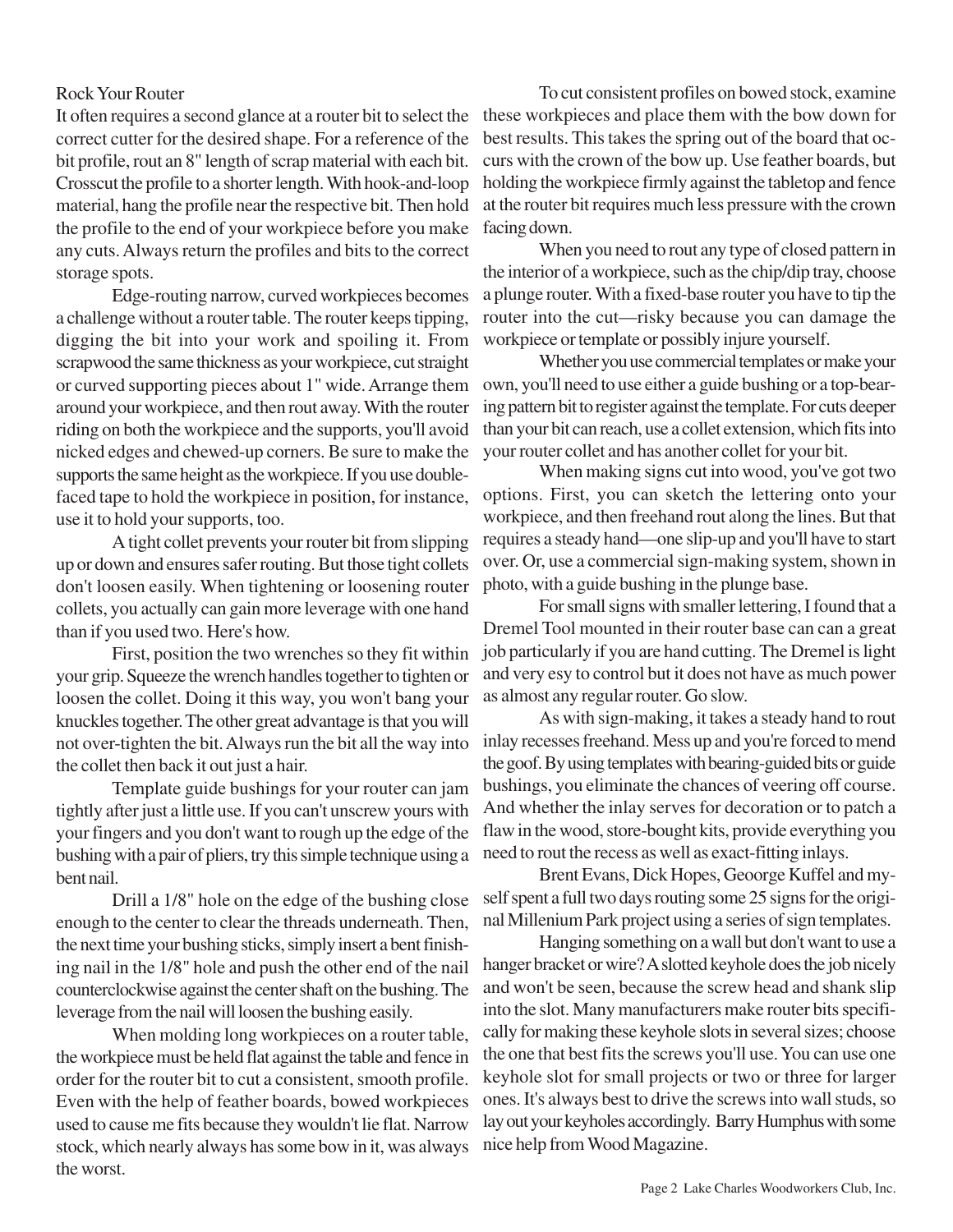## Rock Your Router

It often requires a second glance at a router bit to select the correct cutter for the desired shape. For a reference of the bit profile, rout an 8" length of scrap material with each bit. Crosscut the profile to a shorter length. With hook-and-loop material, hang the profile near the respective bit. Then hold the profile to the end of your workpiece before you make any cuts. Always return the profiles and bits to the correct storage spots.

Edge-routing narrow, curved workpieces becomes a challenge without a router table. The router keeps tipping, digging the bit into your work and spoiling it. From scrapwood the same thickness as your workpiece, cut straight or curved supporting pieces about 1" wide. Arrange them around your workpiece, and then rout away. With the router riding on both the workpiece and the supports, you'll avoid nicked edges and chewed-up corners. Be sure to make the supports the same height as the workpiece. If you use double-faced tape to hold the workpiece in position, for instance, use it to hold your supports, too.

A tight collet prevents your router bit from slipping up or down and ensures safer routing. But those tight collets don't loosen easily. When tightening or loosening router collets, you actually can gain more leverage with one hand than if you used two. Here's how.

First, position the two wrenches so they fit within your grip. Squeeze the wrench handles together to tighten or loosen the collet. Doing it this way, you won't bang your knuckles together. The other great advantage is that you will not over-tighten the bit. Always run the bit all the way into the collet then back it out just a hair.

Template guide bushings for your router can jam tightly after just a little use. If you can't unscrew yours with your fingers and you don't want to rough up the edge of the bushing with a pair of pliers, try this simple technique using a bent nail.

Drill a 1/8" hole on the edge of the bushing close enough to the center to clear the threads underneath. Then, the next time your bushing sticks, simply insert a bent finishing nail in the 1/8" hole and push the other end of the nail counterclockwise against the center shaft on the bushing. The leverage from the nail will loosen the bushing easily.

When molding long workpieces on a router table, the workpiece must be held flat against the table and fence in order for the router bit to cut a consistent, smooth profile. Even with the help of feather boards, bowed workpieces used to cause me fits because they wouldn't lie flat. Narrow stock, which nearly always has some bow in it, was always the worst.

To cut consistent profiles on bowed stock, examine these workpieces and place them with the bow down for best results. This takes the spring out of the board that occurs with the crown of the bow up. Use feather boards, but holding the workpiece firmly against the tabletop and fence at the router bit requires much less pressure with the crown facing down.

When you need to rout any type of closed pattern in the interior of a workpiece, such as the chip/dip tray, choose a plunge router. With a fixed-base router you have to tip the router into the cut—risky because you can damage the workpiece or template or possibly injure yourself.

Whether you use commercial templates or make your own, you'll need to use either a guide bushing or a top-bearing pattern bit to register against the template. For cuts deeper than your bit can reach, use a collet extension, which fits into your router collet and has another collet for your bit.

When making signs cut into wood, you've got two options. First, you can sketch the lettering onto your workpiece, and then freehand rout along the lines. But that requires a steady hand—one slip-up and you'll have to start over. Or, use a commercial sign-making system, shown in photo, with a guide bushing in the plunge base.

For small signs with smaller lettering, I found that a Dremel Tool mounted in their router base can can a great job particularly if you are hand cutting. The Dremel is light and very esy to control but it does not have as much power as almost any regular router. Go slow.

As with sign-making, it takes a steady hand to rout inlay recesses freehand. Mess up and you're forced to mend the goof. By using templates with bearing-guided bits or guide bushings, you eliminate the chances of veering off course. And whether the inlay serves for decoration or to patch a flaw in the wood, store-bought kits, provide everything you need to rout the recess as well as exact-fitting inlays.

Brent Evans, Dick Hopes, Geoorge Kuffel and myself spent a full two days routing some 25 signs for the original Millenium Park project using a series of sign templates.

Hanging something on a wall but don't want to use a hanger bracket or wire? A slotted keyhole does the job nicely and won't be seen, because the screw head and shank slip into the slot. Many manufacturers make router bits specifically for making these keyhole slots in several sizes; choose the one that best fits the screws you'll use. You can use one keyhole slot for small projects or two or three for larger ones. It's always best to drive the screws into wall studs, so lay out your keyholes accordingly. Barry Humphus with some nice help from Wood Magazine.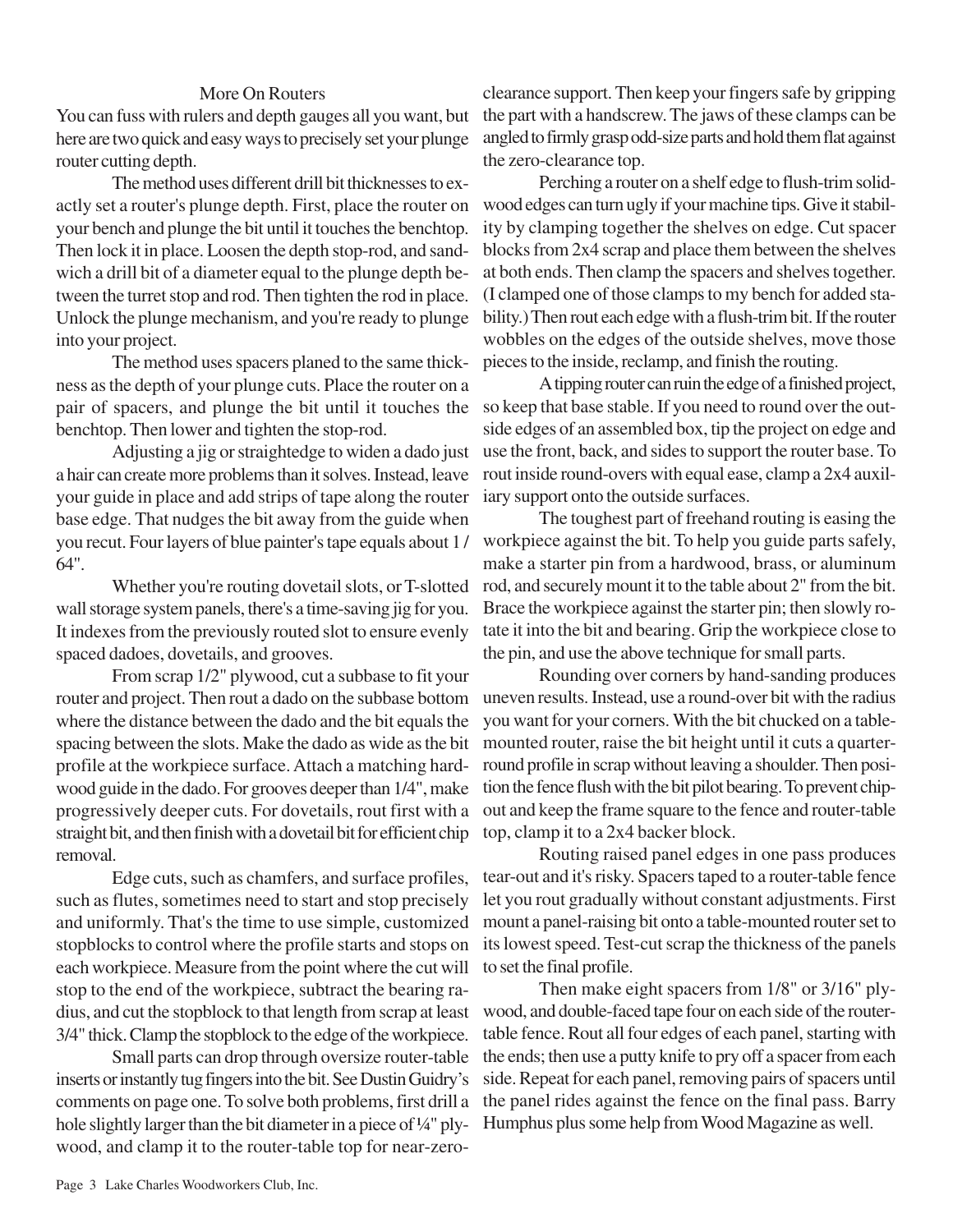## More On Routers

You can fuss with rulers and depth gauges all you want, but here are two quick and easy ways to precisely set your plunge router cutting depth.

The method uses different drill bit thicknesses to exactly set a router's plunge depth. First, place the router on your bench and plunge the bit until it touches the benchtop. Then lock it in place. Loosen the depth stop-rod, and sandwich a drill bit of a diameter equal to the plunge depth between the turret stop and rod. Then tighten the rod in place. Unlock the plunge mechanism, and you're ready to plunge into your project.

The method uses spacers planed to the same thickness as the depth of your plunge cuts. Place the router on a pair of spacers, and plunge the bit until it touches the benchtop. Then lower and tighten the stop-rod.

Adjusting a jig or straightedge to widen a dado just a hair can create more problems than it solves. Instead, leave your guide in place and add strips of tape along the router base edge. That nudges the bit away from the guide when you recut. Four layers of blue painter's tape equals about 1 / 64".

Whether you're routing dovetail slots, or T-slotted wall storage system panels, there's a time-saving jig for you. It indexes from the previously routed slot to ensure evenly spaced dadoes, dovetails, and grooves.

From scrap 1/2" plywood, cut a subbase to fit your router and project. Then rout a dado on the subbase bottom where the distance between the dado and the bit equals the spacing between the slots. Make the dado as wide as the bit profile at the workpiece surface. Attach a matching hardwood guide in the dado. For grooves deeper than 1/4", make progressively deeper cuts. For dovetails, rout first with a straight bit, and then finish with a dovetail bit for efficient chip removal.

Edge cuts, such as chamfers, and surface profiles, such as flutes, sometimes need to start and stop precisely and uniformly. That's the time to use simple, customized stopblocks to control where the profile starts and stops on each workpiece. Measure from the point where the cut will stop to the end of the workpiece, subtract the bearing radius, and cut the stopblock to that length from scrap at least 3/4" thick. Clamp the stopblock to the edge of the workpiece.

Small parts can drop through oversize router-table inserts or instantly tug fingers into the bit. See Dustin Guidry's comments on page one. To solve both problems, first drill a hole slightly larger than the bit diameter in a piece of ¼" plywood, and clamp it to the router-table top for near-zero-clearance support. Then keep your fingers safe by gripping the part with a handscrew. The jaws of these clamps can be angled to firmly grasp odd-size parts and hold them flat against the zero-clearance top.

Perching a router on a shelf edge to flush-trim solid-wood edges can turn ugly if your machine tips. Give it stability by clamping together the shelves on edge. Cut spacer blocks from 2x4 scrap and place them between the shelves at both ends. Then clamp the spacers and shelves together. (I clamped one of those clamps to my bench for added stability.) Then rout each edge with a flush-trim bit. If the router wobbles on the edges of the outside shelves, move those pieces to the inside, reclamp, and finish the routing.

A tipping router can ruin the edge of a finished project, so keep that base stable. If you need to round over the outside edges of an assembled box, tip the project on edge and use the front, back, and sides to support the router base. To rout inside round-overs with equal ease, clamp a 2x4 auxiliary support onto the outside surfaces.

The toughest part of freehand routing is easing the workpiece against the bit. To help you guide parts safely, make a starter pin from a hardwood, brass, or aluminum rod, and securely mount it to the table about 2" from the bit. Brace the workpiece against the starter pin; then slowly rotate it into the bit and bearing. Grip the workpiece close to the pin, and use the above technique for small parts.

Rounding over corners by hand-sanding produces uneven results. Instead, use a round-over bit with the radius you want for your corners. With the bit chucked on a table-mounted router, raise the bit height until it cuts a quarter-round profile in scrap without leaving a shoulder. Then position the fence flush with the bit pilot bearing. To prevent chip-out and keep the frame square to the fence and router-table top, clamp it to a 2x4 backer block.

Routing raised panel edges in one pass produces tear-out and it's risky. Spacers taped to a router-table fence let you rout gradually without constant adjustments. First mount a panel-raising bit onto a table-mounted router set to its lowest speed. Test-cut scrap the thickness of the panels to set the final profile.

Then make eight spacers from 1/8" or 3/16" plywood, and double-faced tape four on each side of the router-table fence. Rout all four edges of each panel, starting with the ends; then use a putty knife to pry off a spacer from each side. Repeat for each panel, removing pairs of spacers until the panel rides against the fence on the final pass. Barry Humphus plus some help from Wood Magazine as well.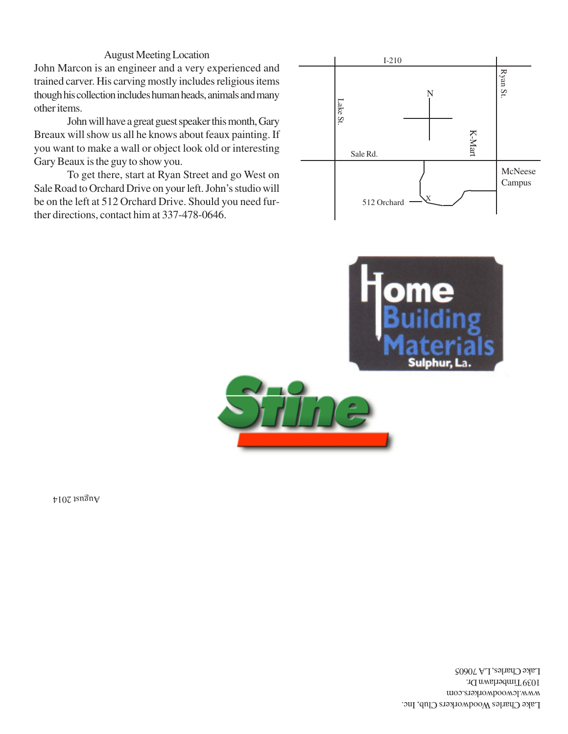## August Meeting Location

John Marcon is an engineer and a very experienced and trained carver. His carving mostly includes religious items though his collection includes human heads, animals and many other items.

John will have a great guest speaker this month, Gary Breaux will show us all he knows about feaux painting. If you want to make a wall or object look old or interesting Gary Beaux is the guy to show you.

To get there, start at Ryan Street and go West on Sale Road to Orchard Drive on your left. John's studio will be on the left at 512 Orchard Drive. Should you need further directions, contact him at 337-478-0646.

I-210
Ryan St.
N
Lake St.
K-Mart
Sale Rd.
McNeese Campus
512 Orchard
X

Home Building Materials
Sulphur, La.

Stine

August 2014

Lake Charles Woodworkers Club, Inc.
www.lcwoodworkers.com
1039 Timberlawn Dr.
Lake Charles, LA 70605